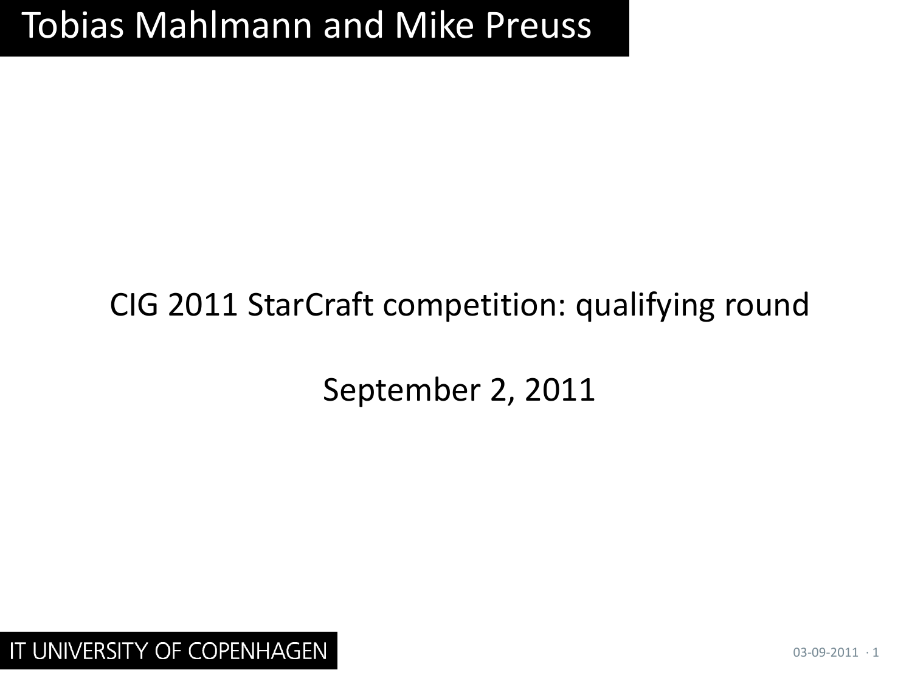# Tobias Mahlmann and Mike Preuss

CIG 2011 StarCraft competition: qualifying round

September 2, 2011

IT UNIVERSITY OF COPENHAGEN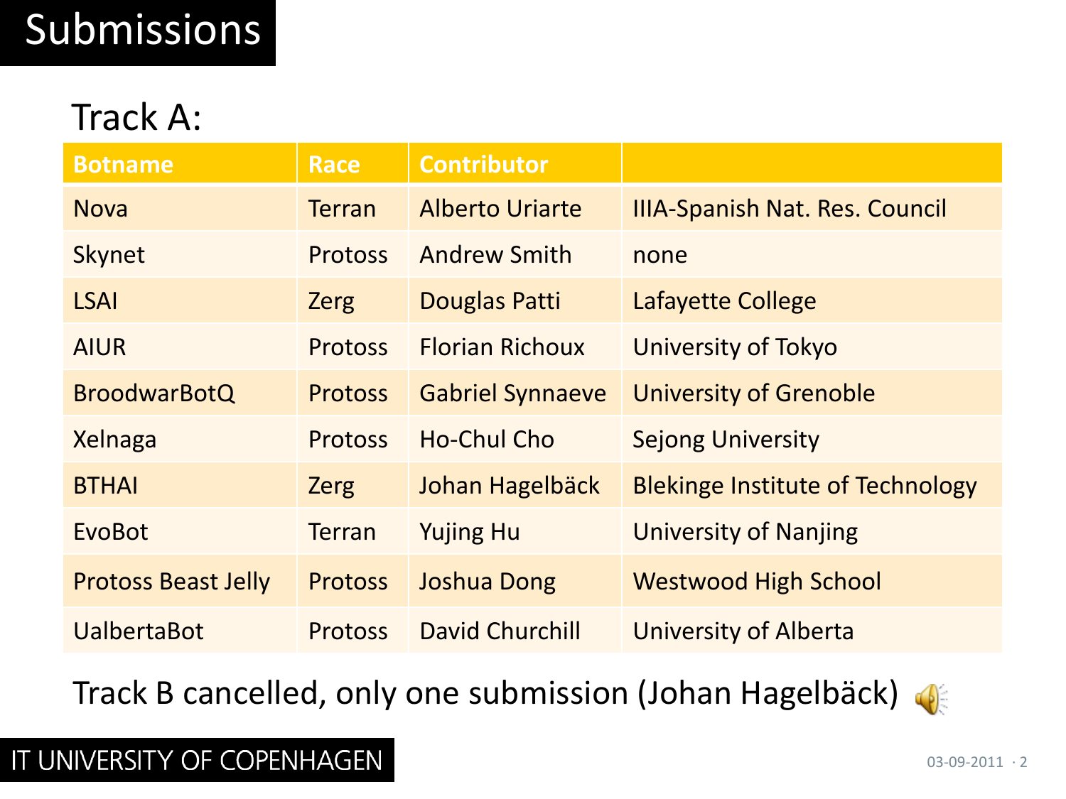# Submissions

## Track A:

| Botname | Race | Contributor | |
|---|---|---|---|
| Nova | Terran | Alberto Uriarte | IIIA-Spanish Nat. Res. Council |
| Skynet | Protoss | Andrew Smith | none |
| LSAI | Zerg | Douglas Patti | Lafayette College |
| AIUR | Protoss | Florian Richoux | University of Tokyo |
| BroodwarBotQ | Protoss | Gabriel Synnaeve | University of Grenoble |
| Xelnaga | Protoss | Ho-Chul Cho | Sejong University |
| BTHAI | Zerg | Johan Hagelbäck | Blekinge Institute of Technology |
| EvoBot | Terran | Yujing Hu | University of Nanjing |
| Protoss Beast Jelly | Protoss | Joshua Dong | Westwood High School |
| UalbertaBot | Protoss | David Churchill | University of Alberta |

Track B cancelled, only one submission (Johan Hagelbäck)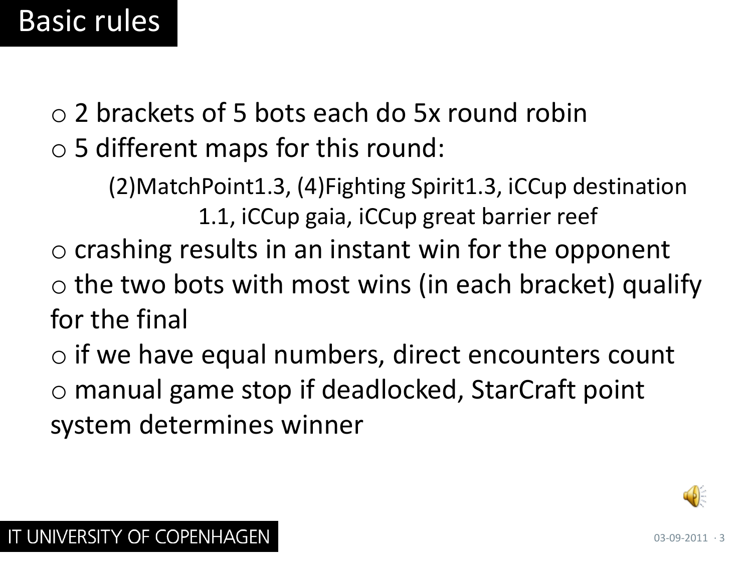# Basic rules

- 2 brackets of 5 bots each do 5x round robin
- 5 different maps for this round:

  (2)MatchPoint1.3, (4)Fighting Spirit1.3, iCCup destination 1.1, iCCup gaia, iCCup great barrier reef

- crashing results in an instant win for the opponent
- the two bots with most wins (in each bracket) qualify for the final
- if we have equal numbers, direct encounters count
- manual game stop if deadlocked, StarCraft point system determines winner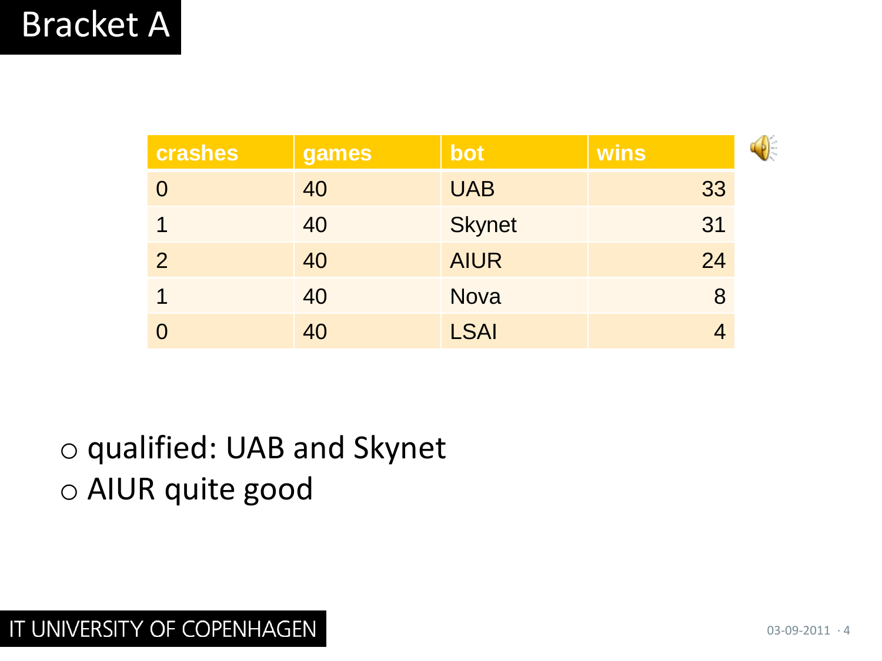# Bracket A

| crashes | games | bot | wins |
|---|---|---|---|
| 0 | 40 | UAB | 33 |
| 1 | 40 | Skynet | 31 |
| 2 | 40 | AIUR | 24 |
| 1 | 40 | Nova | 8 |
| 0 | 40 | LSAI | 4 |

- qualified: UAB and Skynet
- AIUR quite good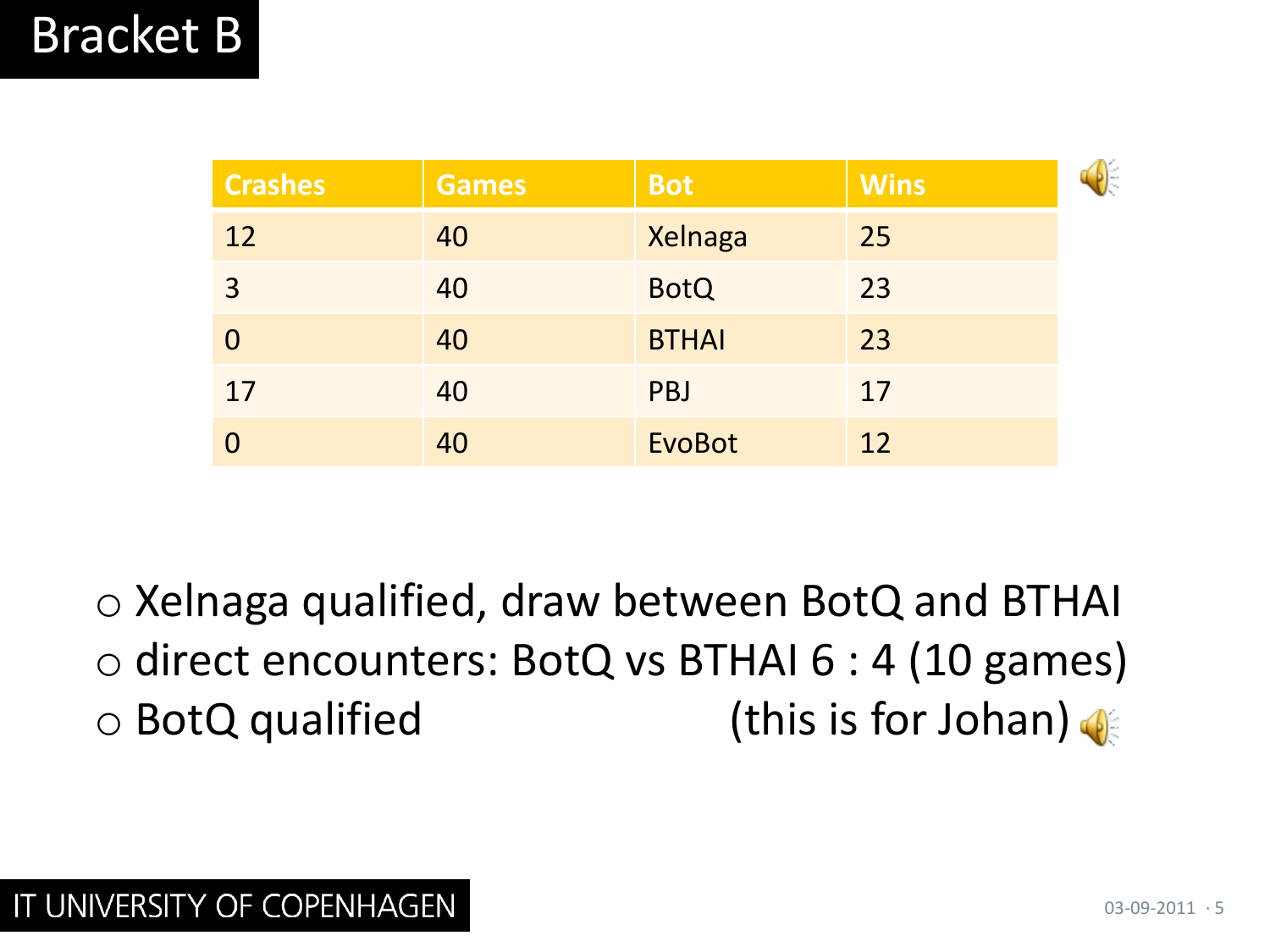# Bracket B

| Crashes | Games | Bot | Wins |
| --- | --- | --- | --- |
| 12 | 40 | Xelnaga | 25 |
| 3 | 40 | BotQ | 23 |
| 0 | 40 | BTHAI | 23 |
| 17 | 40 | PBJ | 17 |
| 0 | 40 | EvoBot | 12 |

- Xelnaga qualified, draw between BotQ and BTHAI
- direct encounters: BotQ vs BTHAI 6 : 4 (10 games)
- BotQ qualified (this is for Johan)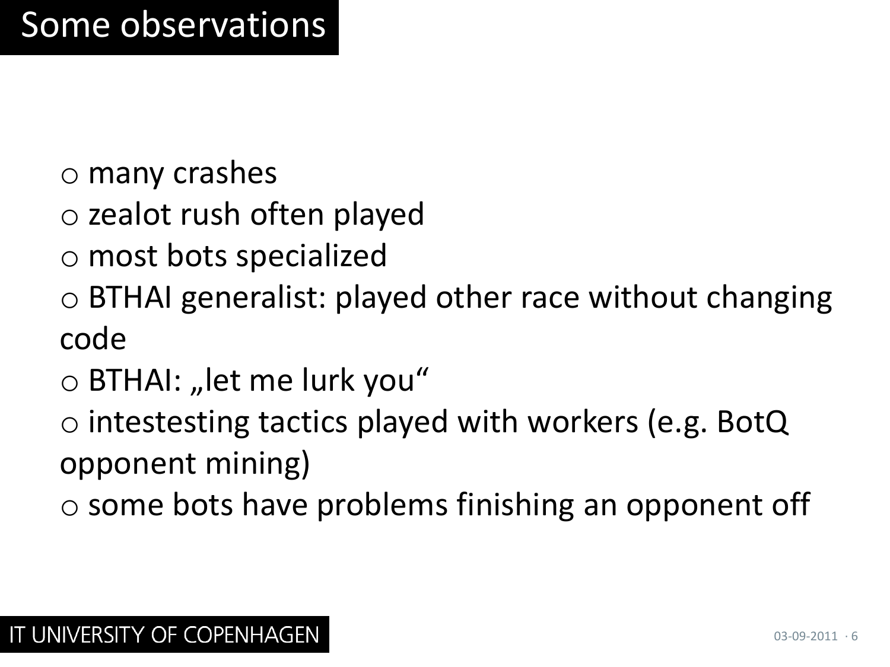# Some observations

- many crashes
- zealot rush often played
- most bots specialized
- BTHAI generalist: played other race without changing code
- BTHAI: „let me lurk you“
- intestesting tactics played with workers (e.g. BotQ opponent mining)
- some bots have problems finishing an opponent off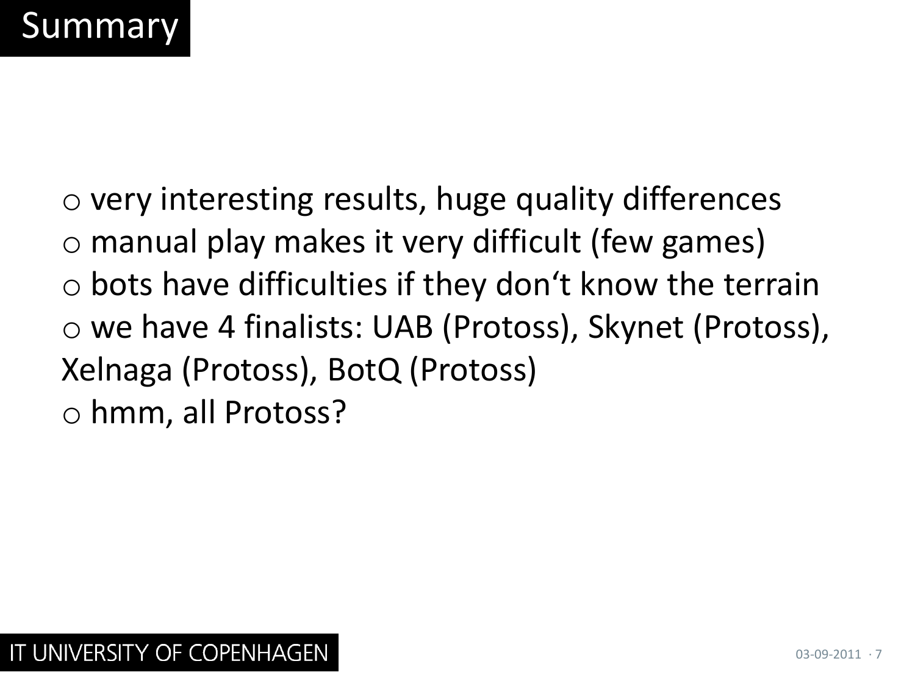# Summary

- very interesting results, huge quality differences
- manual play makes it very difficult (few games)
- bots have difficulties if they don‘t know the terrain
- we have 4 finalists: UAB (Protoss), Skynet (Protoss), Xelnaga (Protoss), BotQ (Protoss)
- hmm, all Protoss?